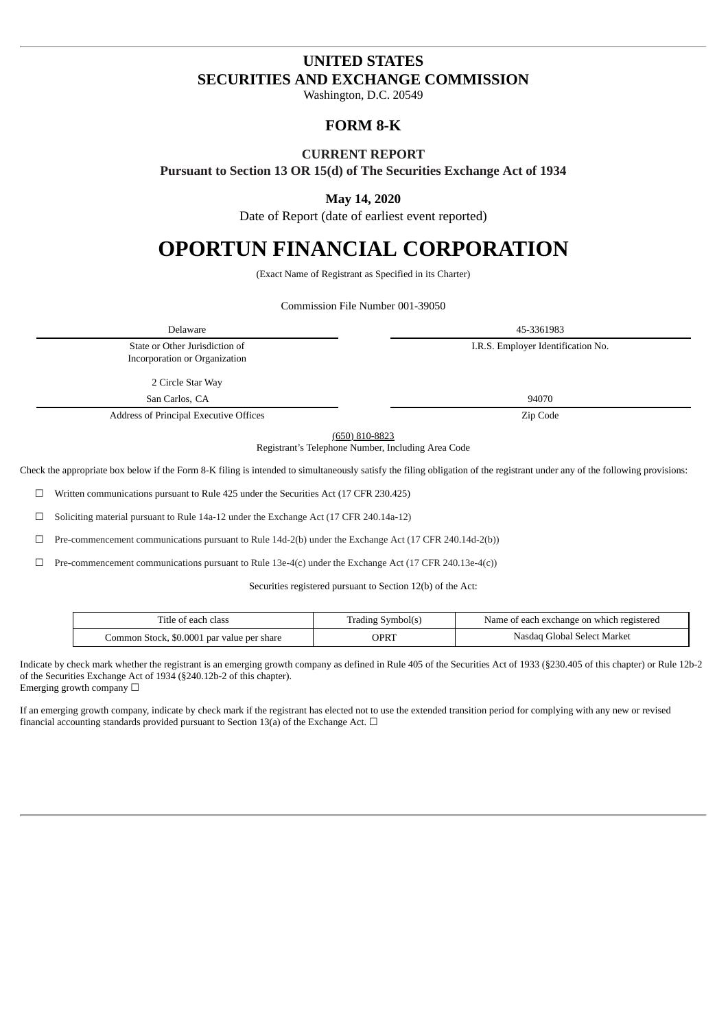# UNITED STATES
# SECURITIES AND EXCHANGE COMMISSION

Washington, D.C. 20549

## FORM 8-K

### CURRENT REPORT

**Pursuant to Section 13 OR 15(d) of The Securities Exchange Act of 1934**

**May 14, 2020**

Date of Report (date of earliest event reported)

# OPORTUN FINANCIAL CORPORATION

(Exact Name of Registrant as Specified in its Charter)

Commission File Number 001-39050

| Delaware | 45-3361983 |
|---|---|
| State or Other Jurisdiction of Incorporation or Organization | I.R.S. Employer Identification No. |
| 2 Circle Star Way<br>San Carlos, CA | 94070 |
| Address of Principal Executive Offices | Zip Code |

(650) 810-8823

Registrant's Telephone Number, Including Area Code

Check the appropriate box below if the Form 8-K filing is intended to simultaneously satisfy the filing obligation of the registrant under any of the following provisions:

☐ Written communications pursuant to Rule 425 under the Securities Act (17 CFR 230.425)

☐ Soliciting material pursuant to Rule 14a-12 under the Exchange Act (17 CFR 240.14a-12)

☐ Pre-commencement communications pursuant to Rule 14d-2(b) under the Exchange Act (17 CFR 240.14d-2(b))

☐ Pre-commencement communications pursuant to Rule 13e-4(c) under the Exchange Act (17 CFR 240.13e-4(c))

Securities registered pursuant to Section 12(b) of the Act:

| Title of each class | Trading Symbol(s) | Name of each exchange on which registered |
|---|---|---|
| Common Stock, $0.0001 par value per share | OPRT | Nasdaq Global Select Market |

Indicate by check mark whether the registrant is an emerging growth company as defined in Rule 405 of the Securities Act of 1933 (§230.405 of this chapter) or Rule 12b-2 of the Securities Exchange Act of 1934 (§240.12b-2 of this chapter).
Emerging growth company ☐

If an emerging growth company, indicate by check mark if the registrant has elected not to use the extended transition period for complying with any new or revised financial accounting standards provided pursuant to Section 13(a) of the Exchange Act. ☐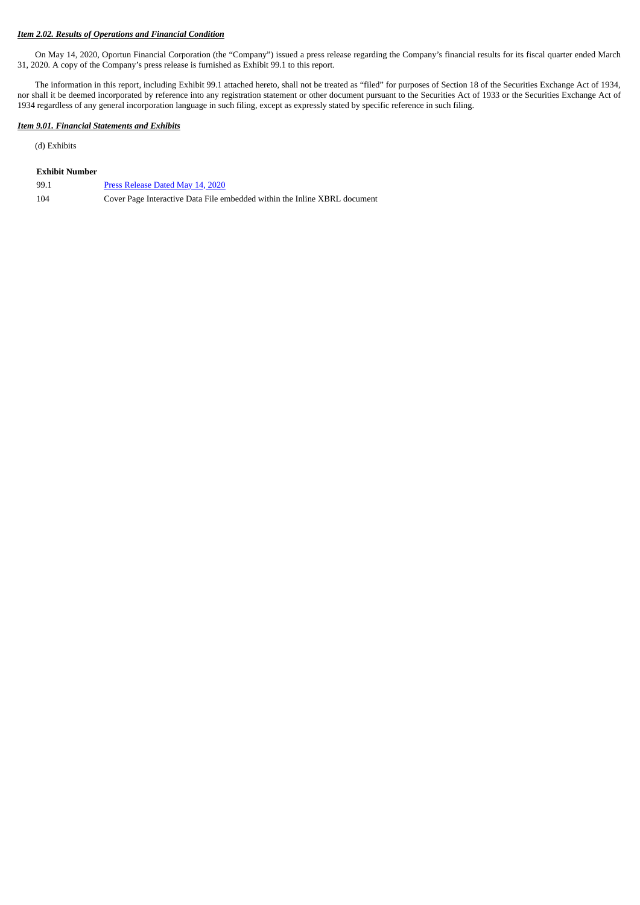***Item 2.02. Results of Operations and Financial Condition***

On May 14, 2020, Oportun Financial Corporation (the "Company") issued a press release regarding the Company's financial results for its fiscal quarter ended March 31, 2020. A copy of the Company's press release is furnished as Exhibit 99.1 to this report.

The information in this report, including Exhibit 99.1 attached hereto, shall not be treated as "filed" for purposes of Section 18 of the Securities Exchange Act of 1934, nor shall it be deemed incorporated by reference into any registration statement or other document pursuant to the Securities Act of 1933 or the Securities Exchange Act of 1934 regardless of any general incorporation language in such filing, except as expressly stated by specific reference in such filing.

***Item 9.01. Financial Statements and Exhibits***

(d) Exhibits

| **Exhibit Number** | |
|---|---|
| 99.1 | Press Release Dated May 14, 2020 |
| 104 | Cover Page Interactive Data File embedded within the Inline XBRL document |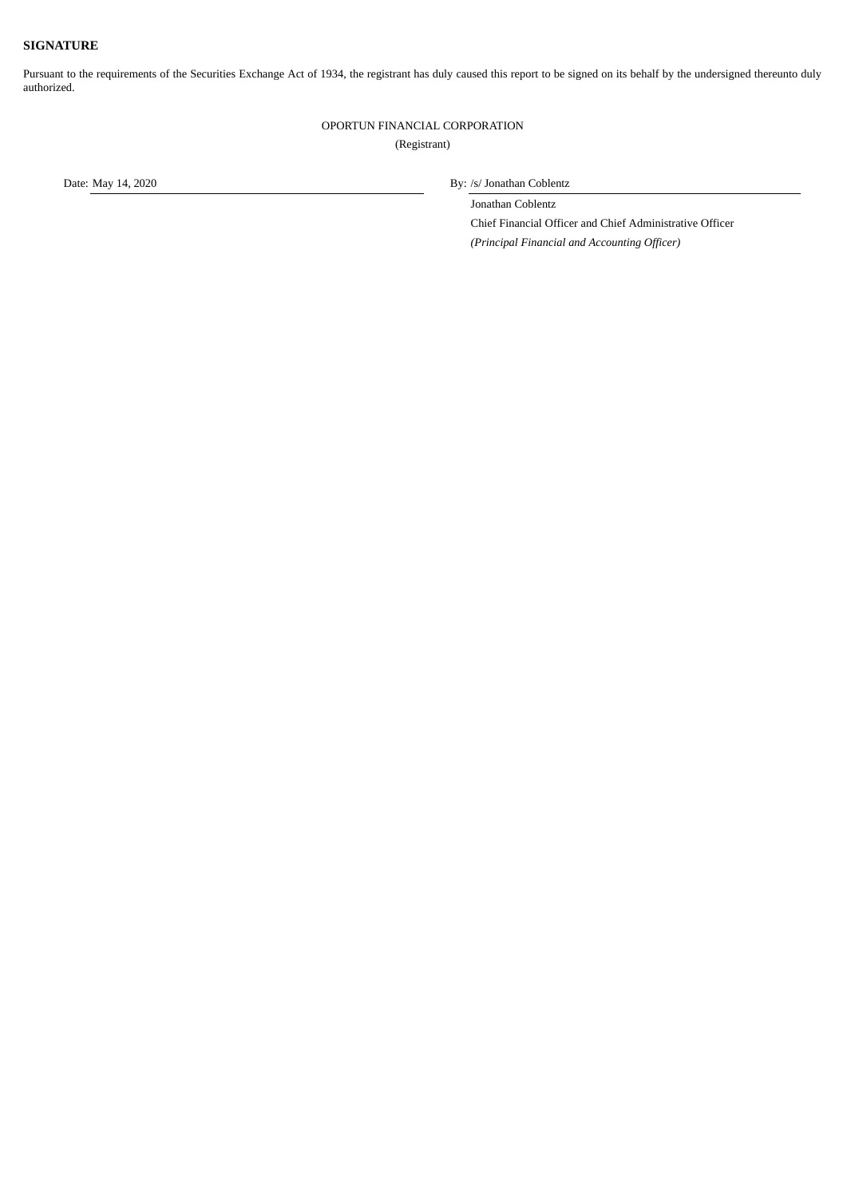**SIGNATURE**

Pursuant to the requirements of the Securities Exchange Act of 1934, the registrant has duly caused this report to be signed on its behalf by the undersigned thereunto duly authorized.

OPORTUN FINANCIAL CORPORATION

(Registrant)

Date: May 14, 2020

By: /s/ Jonathan Coblentz

Jonathan Coblentz

Chief Financial Officer and Chief Administrative Officer

*(Principal Financial and Accounting Officer)*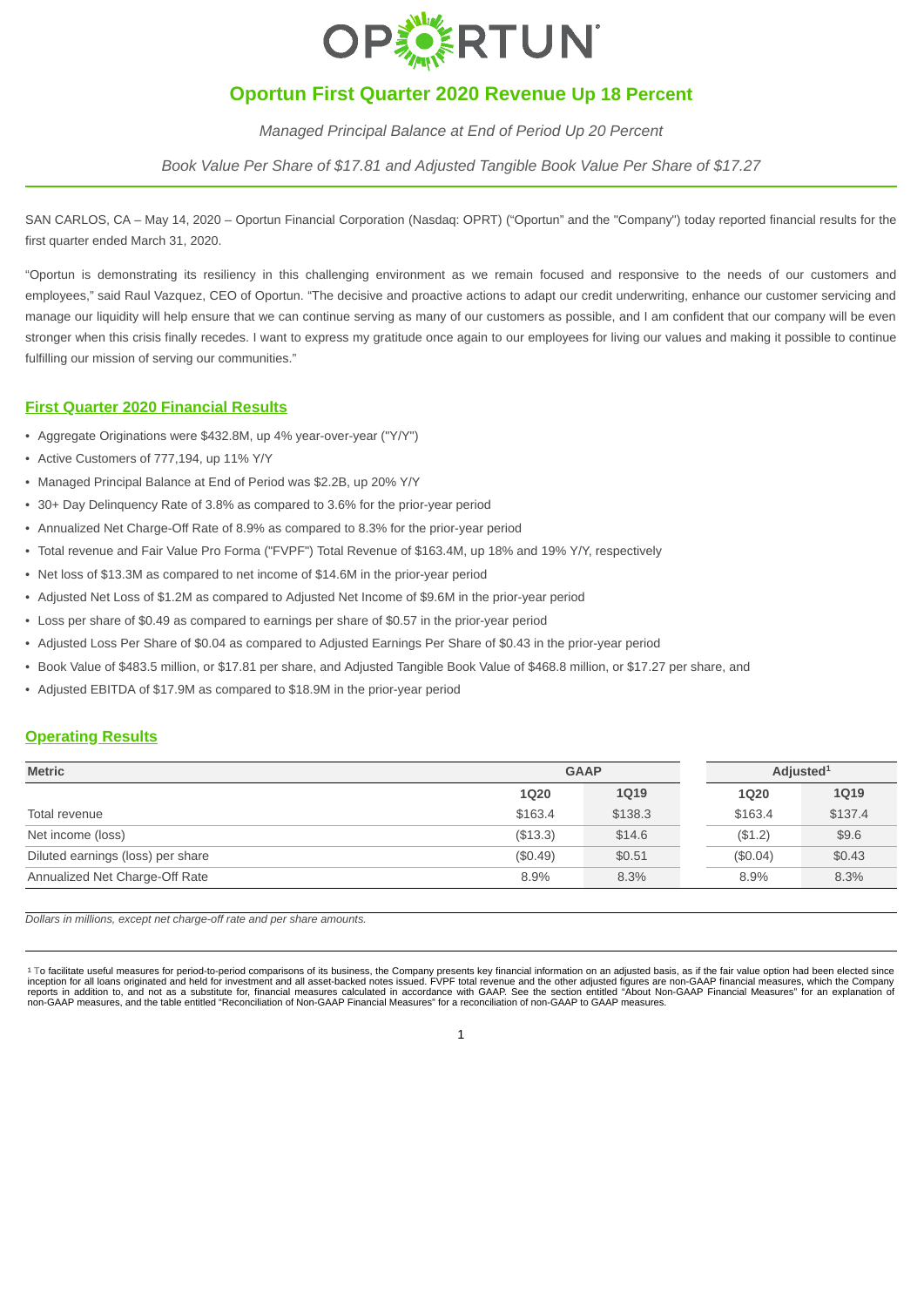# Oportun First Quarter 2020 Revenue Up 18 Percent

*Managed Principal Balance at End of Period Up 20 Percent*

*Book Value Per Share of $17.81 and Adjusted Tangible Book Value Per Share of $17.27*

SAN CARLOS, CA – May 14, 2020 – Oportun Financial Corporation (Nasdaq: OPRT) ("Oportun" and the "Company") today reported financial results for the first quarter ended March 31, 2020.

"Oportun is demonstrating its resiliency in this challenging environment as we remain focused and responsive to the needs of our customers and employees," said Raul Vazquez, CEO of Oportun. "The decisive and proactive actions to adapt our credit underwriting, enhance our customer servicing and manage our liquidity will help ensure that we can continue serving as many of our customers as possible, and I am confident that our company will be even stronger when this crisis finally recedes. I want to express my gratitude once again to our employees for living our values and making it possible to continue fulfilling our mission of serving our communities."

## First Quarter 2020 Financial Results

- Aggregate Originations were $432.8M, up 4% year-over-year ("Y/Y")
- Active Customers of 777,194, up 11% Y/Y
- Managed Principal Balance at End of Period was $2.2B, up 20% Y/Y
- 30+ Day Delinquency Rate of 3.8% as compared to 3.6% for the prior-year period
- Annualized Net Charge-Off Rate of 8.9% as compared to 8.3% for the prior-year period
- Total revenue and Fair Value Pro Forma ("FVPF") Total Revenue of $163.4M, up 18% and 19% Y/Y, respectively
- Net loss of $13.3M as compared to net income of $14.6M in the prior-year period
- Adjusted Net Loss of $1.2M as compared to Adjusted Net Income of $9.6M in the prior-year period
- Loss per share of $0.49 as compared to earnings per share of $0.57 in the prior-year period
- Adjusted Loss Per Share of $0.04 as compared to Adjusted Earnings Per Share of $0.43 in the prior-year period
- Book Value of $483.5 million, or $17.81 per share, and Adjusted Tangible Book Value of $468.8 million, or $17.27 per share, and
- Adjusted EBITDA of $17.9M as compared to $18.9M in the prior-year period

## Operating Results

| Metric | GAAP | | Adjusted[1] | |
|---|---|---|---|---|
| | 1Q20 | 1Q19 | 1Q20 | 1Q19 |
| Total revenue | $163.4 | $138.3 | $163.4 | $137.4 |
| Net income (loss) | ($13.3) | $14.6 | ($1.2) | $9.6 |
| Diluted earnings (loss) per share | ($0.49) | $0.51 | ($0.04) | $0.43 |
| Annualized Net Charge-Off Rate | 8.9% | 8.3% | 8.9% | 8.3% |

*Dollars in millions, except net charge-off rate and per share amounts.*

[1] To facilitate useful measures for period-to-period comparisons of its business, the Company presents key financial information on an adjusted basis, as if the fair value option had been elected since inception for all loans originated and held for investment and all asset-backed notes issued. FVPF total revenue and the other adjusted figures are non-GAAP financial measures, which the Company reports in addition to, and not as a substitute for, financial measures calculated in accordance with GAAP. See the section entitled "About Non-GAAP Financial Measures" for an explanation of non-GAAP measures, and the table entitled "Reconciliation of Non-GAAP Financial Measures" for a reconciliation of non-GAAP to GAAP measures.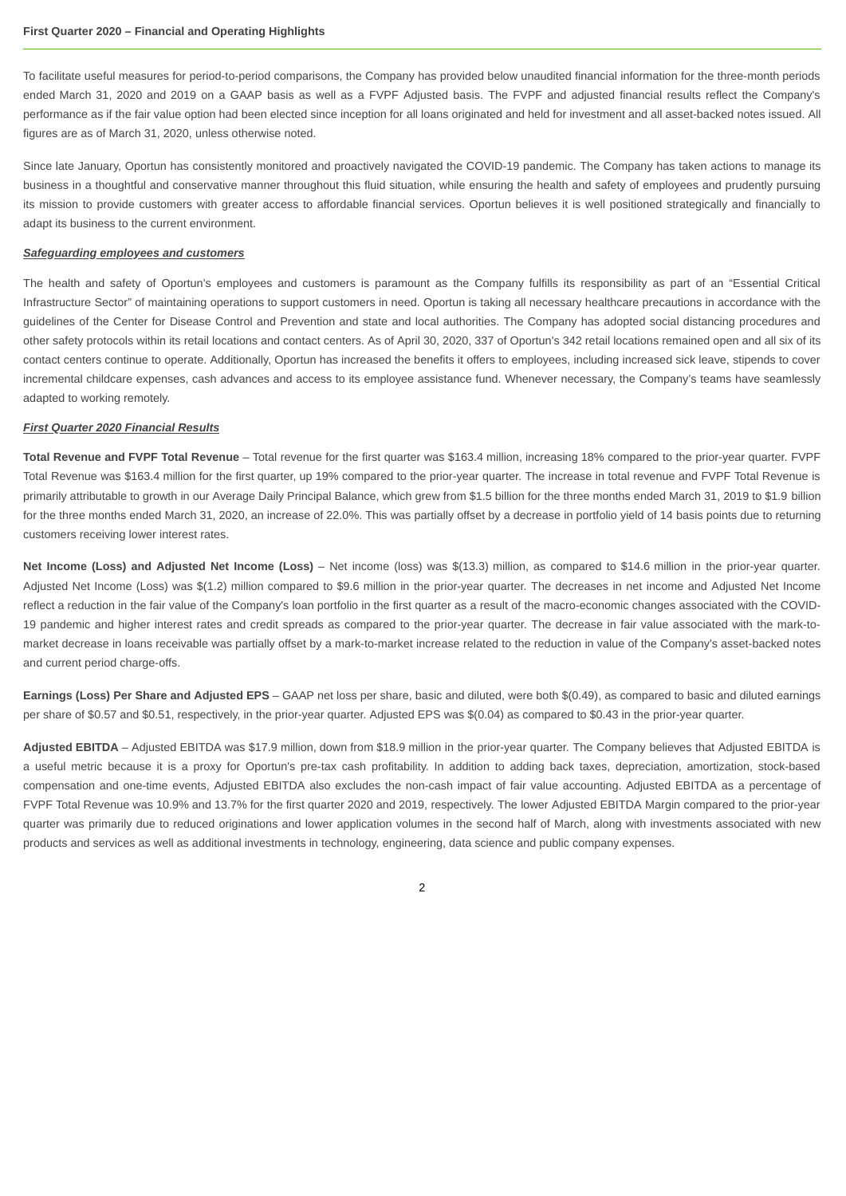**First Quarter 2020 – Financial and Operating Highlights**

To facilitate useful measures for period-to-period comparisons, the Company has provided below unaudited financial information for the three-month periods ended March 31, 2020 and 2019 on a GAAP basis as well as a FVPF Adjusted basis. The FVPF and adjusted financial results reflect the Company's performance as if the fair value option had been elected since inception for all loans originated and held for investment and all asset-backed notes issued. All figures are as of March 31, 2020, unless otherwise noted.

Since late January, Oportun has consistently monitored and proactively navigated the COVID-19 pandemic. The Company has taken actions to manage its business in a thoughtful and conservative manner throughout this fluid situation, while ensuring the health and safety of employees and prudently pursuing its mission to provide customers with greater access to affordable financial services. Oportun believes it is well positioned strategically and financially to adapt its business to the current environment.

***Safeguarding employees and customers***

The health and safety of Oportun's employees and customers is paramount as the Company fulfills its responsibility as part of an "Essential Critical Infrastructure Sector" of maintaining operations to support customers in need. Oportun is taking all necessary healthcare precautions in accordance with the guidelines of the Center for Disease Control and Prevention and state and local authorities. The Company has adopted social distancing procedures and other safety protocols within its retail locations and contact centers. As of April 30, 2020, 337 of Oportun's 342 retail locations remained open and all six of its contact centers continue to operate. Additionally, Oportun has increased the benefits it offers to employees, including increased sick leave, stipends to cover incremental childcare expenses, cash advances and access to its employee assistance fund. Whenever necessary, the Company's teams have seamlessly adapted to working remotely.

***First Quarter 2020 Financial Results***

**Total Revenue and FVPF Total Revenue** – Total revenue for the first quarter was $163.4 million, increasing 18% compared to the prior-year quarter. FVPF Total Revenue was $163.4 million for the first quarter, up 19% compared to the prior-year quarter. The increase in total revenue and FVPF Total Revenue is primarily attributable to growth in our Average Daily Principal Balance, which grew from $1.5 billion for the three months ended March 31, 2019 to $1.9 billion for the three months ended March 31, 2020, an increase of 22.0%. This was partially offset by a decrease in portfolio yield of 14 basis points due to returning customers receiving lower interest rates.

**Net Income (Loss) and Adjusted Net Income (Loss)** – Net income (loss) was $(13.3) million, as compared to $14.6 million in the prior-year quarter. Adjusted Net Income (Loss) was $(1.2) million compared to $9.6 million in the prior-year quarter. The decreases in net income and Adjusted Net Income reflect a reduction in the fair value of the Company's loan portfolio in the first quarter as a result of the macro-economic changes associated with the COVID-19 pandemic and higher interest rates and credit spreads as compared to the prior-year quarter. The decrease in fair value associated with the mark-to-market decrease in loans receivable was partially offset by a mark-to-market increase related to the reduction in value of the Company's asset-backed notes and current period charge-offs.

**Earnings (Loss) Per Share and Adjusted EPS** – GAAP net loss per share, basic and diluted, were both $(0.49), as compared to basic and diluted earnings per share of $0.57 and $0.51, respectively, in the prior-year quarter. Adjusted EPS was $(0.04) as compared to $0.43 in the prior-year quarter.

**Adjusted EBITDA** – Adjusted EBITDA was $17.9 million, down from $18.9 million in the prior-year quarter. The Company believes that Adjusted EBITDA is a useful metric because it is a proxy for Oportun's pre-tax cash profitability. In addition to adding back taxes, depreciation, amortization, stock-based compensation and one-time events, Adjusted EBITDA also excludes the non-cash impact of fair value accounting. Adjusted EBITDA as a percentage of FVPF Total Revenue was 10.9% and 13.7% for the first quarter 2020 and 2019, respectively. The lower Adjusted EBITDA Margin compared to the prior-year quarter was primarily due to reduced originations and lower application volumes in the second half of March, along with investments associated with new products and services as well as additional investments in technology, engineering, data science and public company expenses.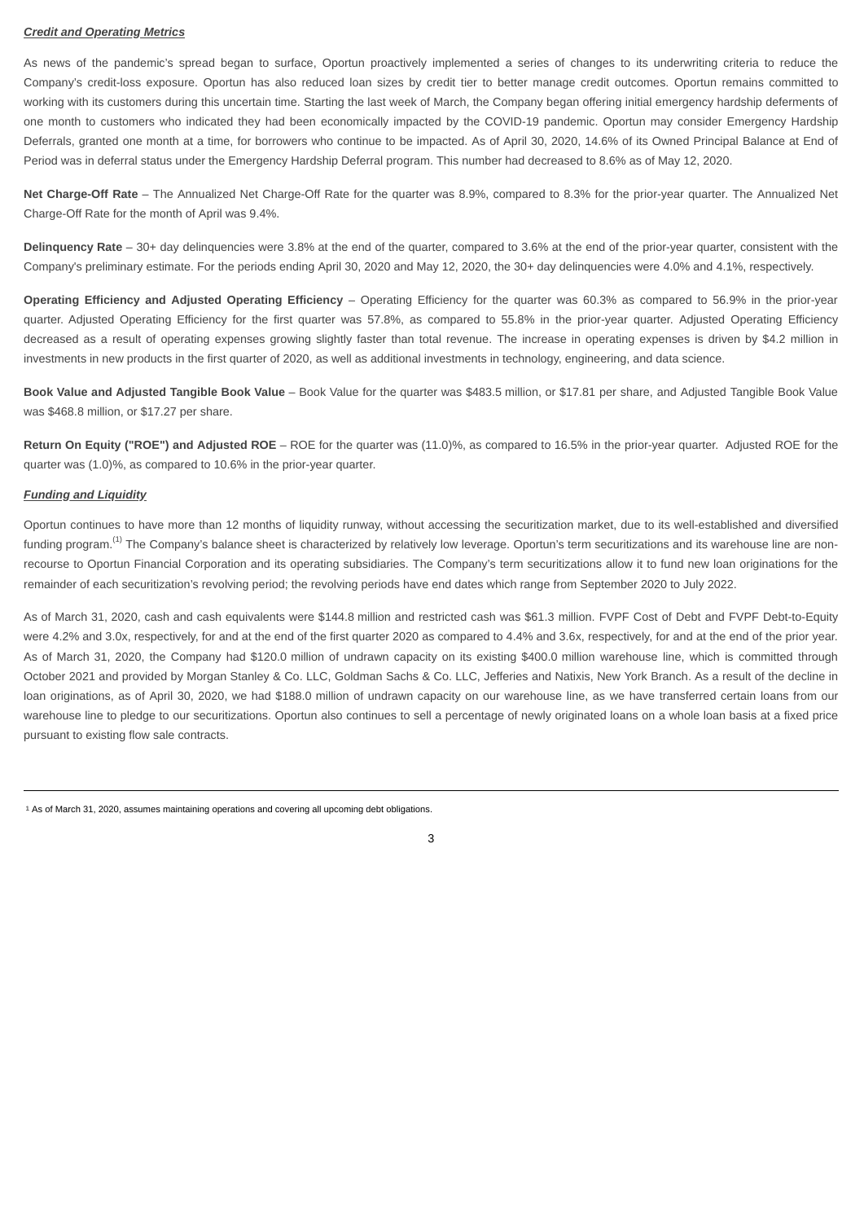***Credit and Operating Metrics***

As news of the pandemic's spread began to surface, Oportun proactively implemented a series of changes to its underwriting criteria to reduce the Company's credit-loss exposure. Oportun has also reduced loan sizes by credit tier to better manage credit outcomes. Oportun remains committed to working with its customers during this uncertain time. Starting the last week of March, the Company began offering initial emergency hardship deferments of one month to customers who indicated they had been economically impacted by the COVID-19 pandemic. Oportun may consider Emergency Hardship Deferrals, granted one month at a time, for borrowers who continue to be impacted. As of April 30, 2020, 14.6% of its Owned Principal Balance at End of Period was in deferral status under the Emergency Hardship Deferral program. This number had decreased to 8.6% as of May 12, 2020.

**Net Charge-Off Rate** – The Annualized Net Charge-Off Rate for the quarter was 8.9%, compared to 8.3% for the prior-year quarter. The Annualized Net Charge-Off Rate for the month of April was 9.4%.

**Delinquency Rate** – 30+ day delinquencies were 3.8% at the end of the quarter, compared to 3.6% at the end of the prior-year quarter, consistent with the Company's preliminary estimate. For the periods ending April 30, 2020 and May 12, 2020, the 30+ day delinquencies were 4.0% and 4.1%, respectively.

**Operating Efficiency and Adjusted Operating Efficiency** – Operating Efficiency for the quarter was 60.3% as compared to 56.9% in the prior-year quarter. Adjusted Operating Efficiency for the first quarter was 57.8%, as compared to 55.8% in the prior-year quarter. Adjusted Operating Efficiency decreased as a result of operating expenses growing slightly faster than total revenue. The increase in operating expenses is driven by $4.2 million in investments in new products in the first quarter of 2020, as well as additional investments in technology, engineering, and data science.

**Book Value and Adjusted Tangible Book Value** – Book Value for the quarter was $483.5 million, or $17.81 per share, and Adjusted Tangible Book Value was $468.8 million, or $17.27 per share.

**Return On Equity ("ROE") and Adjusted ROE** – ROE for the quarter was (11.0)%, as compared to 16.5% in the prior-year quarter. Adjusted ROE for the quarter was (1.0)%, as compared to 10.6% in the prior-year quarter.

***Funding and Liquidity***

Oportun continues to have more than 12 months of liquidity runway, without accessing the securitization market, due to its well-established and diversified funding program.[1] The Company's balance sheet is characterized by relatively low leverage. Oportun's term securitizations and its warehouse line are non-recourse to Oportun Financial Corporation and its operating subsidiaries. The Company's term securitizations allow it to fund new loan originations for the remainder of each securitization's revolving period; the revolving periods have end dates which range from September 2020 to July 2022.

As of March 31, 2020, cash and cash equivalents were $144.8 million and restricted cash was $61.3 million. FVPF Cost of Debt and FVPF Debt-to-Equity were 4.2% and 3.0x, respectively, for and at the end of the first quarter 2020 as compared to 4.4% and 3.6x, respectively, for and at the end of the prior year. As of March 31, 2020, the Company had $120.0 million of undrawn capacity on its existing $400.0 million warehouse line, which is committed through October 2021 and provided by Morgan Stanley & Co. LLC, Goldman Sachs & Co. LLC, Jefferies and Natixis, New York Branch. As a result of the decline in loan originations, as of April 30, 2020, we had $188.0 million of undrawn capacity on our warehouse line, as we have transferred certain loans from our warehouse line to pledge to our securitizations. Oportun also continues to sell a percentage of newly originated loans on a whole loan basis at a fixed price pursuant to existing flow sale contracts.

---

[1] As of March 31, 2020, assumes maintaining operations and covering all upcoming debt obligations.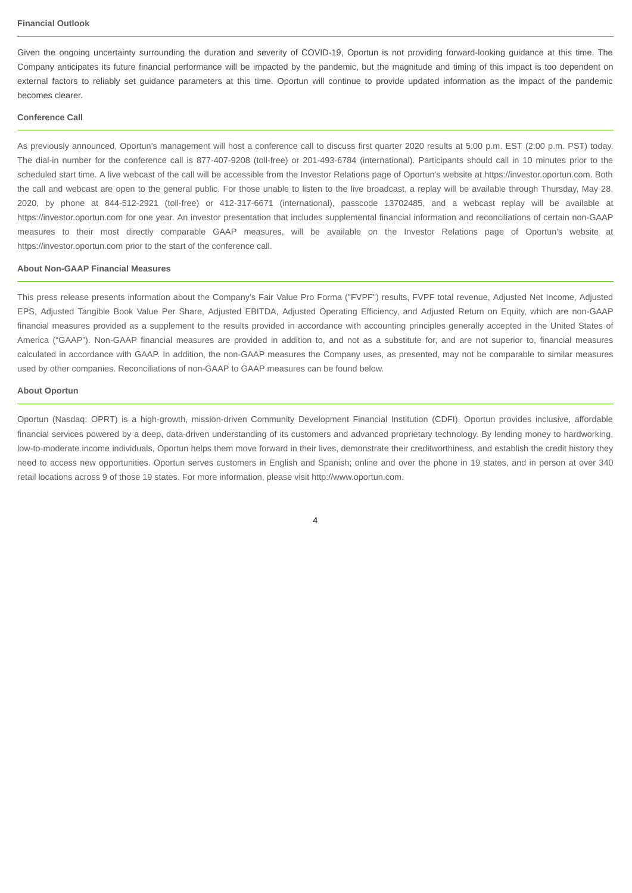### Financial Outlook

Given the ongoing uncertainty surrounding the duration and severity of COVID-19, Oportun is not providing forward-looking guidance at this time. The Company anticipates its future financial performance will be impacted by the pandemic, but the magnitude and timing of this impact is too dependent on external factors to reliably set guidance parameters at this time. Oportun will continue to provide updated information as the impact of the pandemic becomes clearer.

### Conference Call

As previously announced, Oportun's management will host a conference call to discuss first quarter 2020 results at 5:00 p.m. EST (2:00 p.m. PST) today. The dial-in number for the conference call is 877-407-9208 (toll-free) or 201-493-6784 (international). Participants should call in 10 minutes prior to the scheduled start time. A live webcast of the call will be accessible from the Investor Relations page of Oportun's website at https://investor.oportun.com. Both the call and webcast are open to the general public. For those unable to listen to the live broadcast, a replay will be available through Thursday, May 28, 2020, by phone at 844-512-2921 (toll-free) or 412-317-6671 (international), passcode 13702485, and a webcast replay will be available at https://investor.oportun.com for one year. An investor presentation that includes supplemental financial information and reconciliations of certain non-GAAP measures to their most directly comparable GAAP measures, will be available on the Investor Relations page of Oportun's website at https://investor.oportun.com prior to the start of the conference call.

### About Non-GAAP Financial Measures

This press release presents information about the Company's Fair Value Pro Forma ("FVPF") results, FVPF total revenue, Adjusted Net Income, Adjusted EPS, Adjusted Tangible Book Value Per Share, Adjusted EBITDA, Adjusted Operating Efficiency, and Adjusted Return on Equity, which are non-GAAP financial measures provided as a supplement to the results provided in accordance with accounting principles generally accepted in the United States of America ("GAAP"). Non-GAAP financial measures are provided in addition to, and not as a substitute for, and are not superior to, financial measures calculated in accordance with GAAP. In addition, the non-GAAP measures the Company uses, as presented, may not be comparable to similar measures used by other companies. Reconciliations of non-GAAP to GAAP measures can be found below.

### About Oportun

Oportun (Nasdaq: OPRT) is a high-growth, mission-driven Community Development Financial Institution (CDFI). Oportun provides inclusive, affordable financial services powered by a deep, data-driven understanding of its customers and advanced proprietary technology. By lending money to hardworking, low-to-moderate income individuals, Oportun helps them move forward in their lives, demonstrate their creditworthiness, and establish the credit history they need to access new opportunities. Oportun serves customers in English and Spanish; online and over the phone in 19 states, and in person at over 340 retail locations across 9 of those 19 states. For more information, please visit http://www.oportun.com.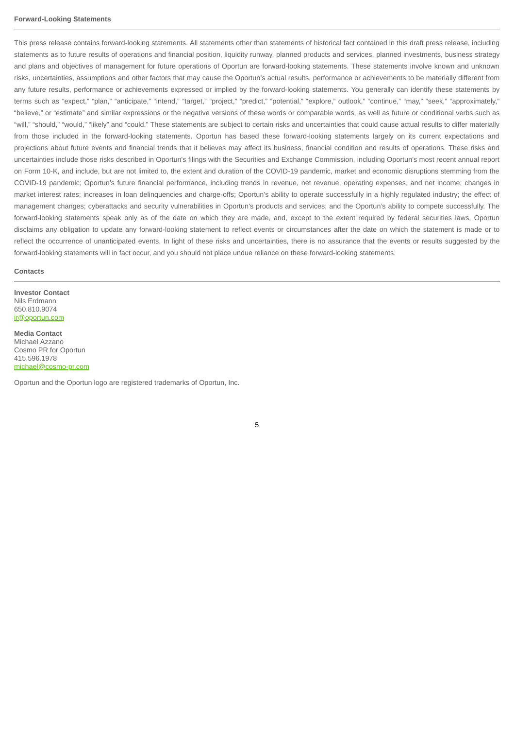**Forward-Looking Statements**

This press release contains forward-looking statements. All statements other than statements of historical fact contained in this draft press release, including statements as to future results of operations and financial position, liquidity runway, planned products and services, planned investments, business strategy and plans and objectives of management for future operations of Oportun are forward-looking statements. These statements involve known and unknown risks, uncertainties, assumptions and other factors that may cause the Oportun's actual results, performance or achievements to be materially different from any future results, performance or achievements expressed or implied by the forward-looking statements. You generally can identify these statements by terms such as "expect," "plan," "anticipate," "intend," "target," "project," "predict," "potential," "explore," outlook," "continue," "may," "seek," "approximately," "believe," or "estimate" and similar expressions or the negative versions of these words or comparable words, as well as future or conditional verbs such as "will," "should," "would," "likely" and "could." These statements are subject to certain risks and uncertainties that could cause actual results to differ materially from those included in the forward-looking statements. Oportun has based these forward-looking statements largely on its current expectations and projections about future events and financial trends that it believes may affect its business, financial condition and results of operations. These risks and uncertainties include those risks described in Oportun's filings with the Securities and Exchange Commission, including Oportun's most recent annual report on Form 10-K, and include, but are not limited to, the extent and duration of the COVID-19 pandemic, market and economic disruptions stemming from the COVID-19 pandemic; Oportun's future financial performance, including trends in revenue, net revenue, operating expenses, and net income; changes in market interest rates; increases in loan delinquencies and charge-offs; Oportun's ability to operate successfully in a highly regulated industry; the effect of management changes; cyberattacks and security vulnerabilities in Oportun's products and services; and the Oportun's ability to compete successfully. The forward-looking statements speak only as of the date on which they are made, and, except to the extent required by federal securities laws, Oportun disclaims any obligation to update any forward-looking statement to reflect events or circumstances after the date on which the statement is made or to reflect the occurrence of unanticipated events. In light of these risks and uncertainties, there is no assurance that the events or results suggested by the forward-looking statements will in fact occur, and you should not place undue reliance on these forward-looking statements.

**Contacts**

**Investor Contact**
Nils Erdmann
650.810.9074
ir@oportun.com

**Media Contact**
Michael Azzano
Cosmo PR for Oportun
415.596.1978
michael@cosmo-pr.com

Oportun and the Oportun logo are registered trademarks of Oportun, Inc.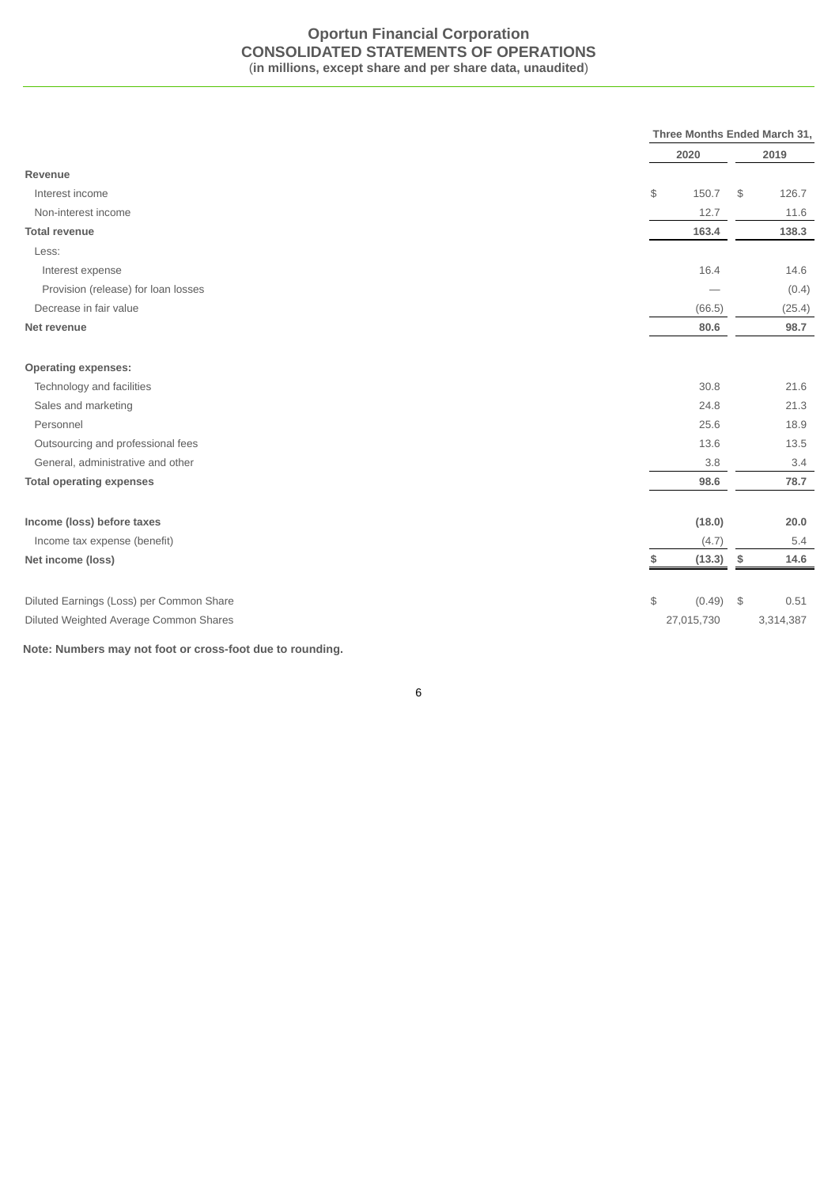# Oportun Financial Corporation
## CONSOLIDATED STATEMENTS OF OPERATIONS
**(in millions, except share and per share data, unaudited)**

| | Three Months Ended March 31, | |
|---|---|---|
| | 2020 | 2019 |
| **Revenue** | | |
| Interest income | $ 150.7 | $ 126.7 |
| Non-interest income | 12.7 | 11.6 |
| **Total revenue** | **163.4** | **138.3** |
| Less: | | |
| Interest expense | 16.4 | 14.6 |
| Provision (release) for loan losses | — | (0.4) |
| Decrease in fair value | (66.5) | (25.4) |
| **Net revenue** | **80.6** | **98.7** |
| | | |
| **Operating expenses:** | | |
| Technology and facilities | 30.8 | 21.6 |
| Sales and marketing | 24.8 | 21.3 |
| Personnel | 25.6 | 18.9 |
| Outsourcing and professional fees | 13.6 | 13.5 |
| General, administrative and other | 3.8 | 3.4 |
| **Total operating expenses** | **98.6** | **78.7** |
| | | |
| **Income (loss) before taxes** | **(18.0)** | **20.0** |
| Income tax expense (benefit) | (4.7) | 5.4 |
| **Net income (loss)** | **$ (13.3)** | **$ 14.6** |
| | | |
| Diluted Earnings (Loss) per Common Share | $ (0.49) | $ 0.51 |
| Diluted Weighted Average Common Shares | 27,015,730 | 3,314,387 |

**Note: Numbers may not foot or cross-foot due to rounding.**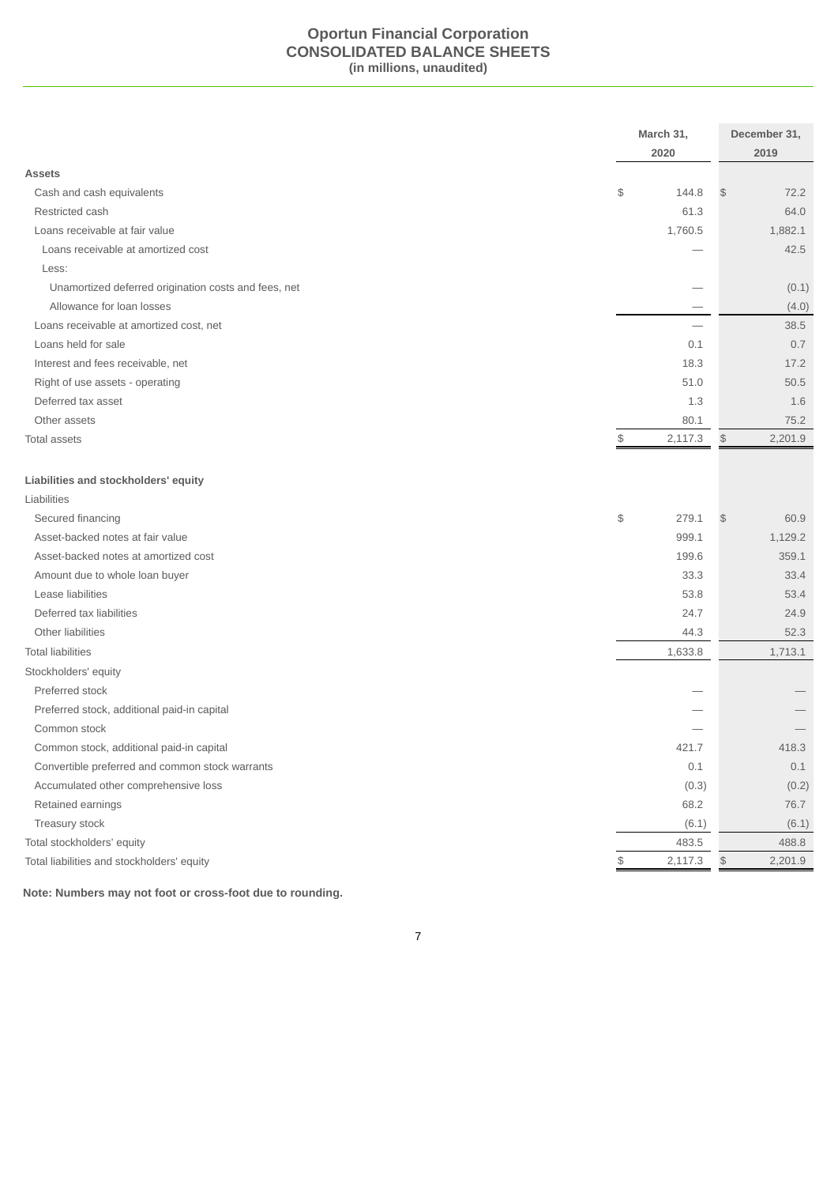# Oportun Financial Corporation
## CONSOLIDATED BALANCE SHEETS
### (in millions, unaudited)

| | March 31, 2020 | December 31, 2019 |
|---|---|---|
| **Assets** | | |
| Cash and cash equivalents | $ 144.8 | $ 72.2 |
| Restricted cash | 61.3 | 64.0 |
| Loans receivable at fair value | 1,760.5 | 1,882.1 |
| Loans receivable at amortized cost | — | 42.5 |
| Less: | | |
| Unamortized deferred origination costs and fees, net | — | (0.1) |
| Allowance for loan losses | — | (4.0) |
| Loans receivable at amortized cost, net | — | 38.5 |
| Loans held for sale | 0.1 | 0.7 |
| Interest and fees receivable, net | 18.3 | 17.2 |
| Right of use assets - operating | 51.0 | 50.5 |
| Deferred tax asset | 1.3 | 1.6 |
| Other assets | 80.1 | 75.2 |
| Total assets | $ 2,117.3 | $ 2,201.9 |
| | | |
| **Liabilities and stockholders' equity** | | |
| Liabilities | | |
| Secured financing | $ 279.1 | $ 60.9 |
| Asset-backed notes at fair value | 999.1 | 1,129.2 |
| Asset-backed notes at amortized cost | 199.6 | 359.1 |
| Amount due to whole loan buyer | 33.3 | 33.4 |
| Lease liabilities | 53.8 | 53.4 |
| Deferred tax liabilities | 24.7 | 24.9 |
| Other liabilities | 44.3 | 52.3 |
| Total liabilities | 1,633.8 | 1,713.1 |
| Stockholders' equity | | |
| Preferred stock | — | — |
| Preferred stock, additional paid-in capital | — | — |
| Common stock | — | — |
| Common stock, additional paid-in capital | 421.7 | 418.3 |
| Convertible preferred and common stock warrants | 0.1 | 0.1 |
| Accumulated other comprehensive loss | (0.3) | (0.2) |
| Retained earnings | 68.2 | 76.7 |
| Treasury stock | (6.1) | (6.1) |
| Total stockholders' equity | 483.5 | 488.8 |
| Total liabilities and stockholders' equity | $ 2,117.3 | $ 2,201.9 |

**Note: Numbers may not foot or cross-foot due to rounding.**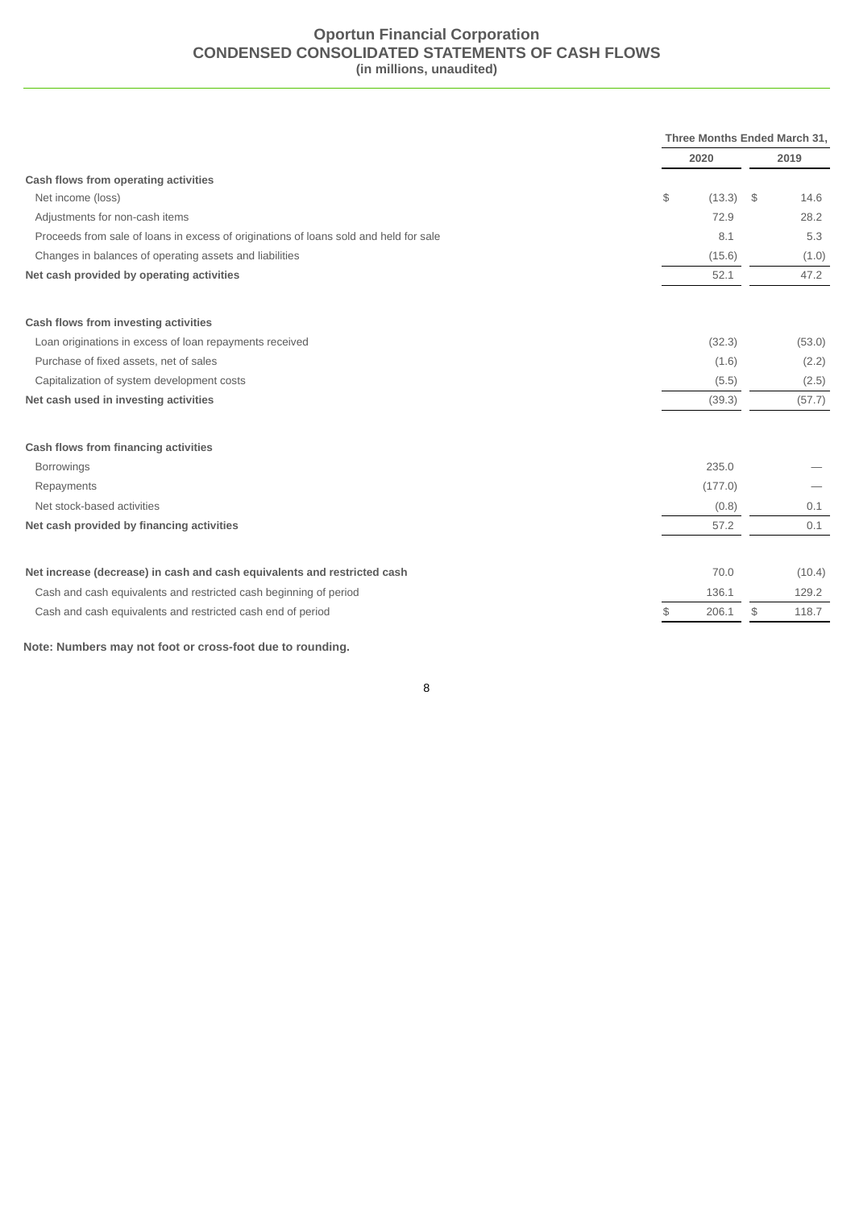# Oportun Financial Corporation
## CONDENSED CONSOLIDATED STATEMENTS OF CASH FLOWS
### (in millions, unaudited)

| | Three Months Ended March 31, | |
|---|---|---|
| | 2020 | 2019 |
| **Cash flows from operating activities** | | |
| Net income (loss) | $ (13.3) | $ 14.6 |
| Adjustments for non-cash items | 72.9 | 28.2 |
| Proceeds from sale of loans in excess of originations of loans sold and held for sale | 8.1 | 5.3 |
| Changes in balances of operating assets and liabilities | (15.6) | (1.0) |
| **Net cash provided by operating activities** | 52.1 | 47.2 |
| | | |
| **Cash flows from investing activities** | | |
| Loan originations in excess of loan repayments received | (32.3) | (53.0) |
| Purchase of fixed assets, net of sales | (1.6) | (2.2) |
| Capitalization of system development costs | (5.5) | (2.5) |
| **Net cash used in investing activities** | (39.3) | (57.7) |
| | | |
| **Cash flows from financing activities** | | |
| Borrowings | 235.0 | — |
| Repayments | (177.0) | — |
| Net stock-based activities | (0.8) | 0.1 |
| **Net cash provided by financing activities** | 57.2 | 0.1 |
| | | |
| **Net increase (decrease) in cash and cash equivalents and restricted cash** | 70.0 | (10.4) |
| Cash and cash equivalents and restricted cash beginning of period | 136.1 | 129.2 |
| Cash and cash equivalents and restricted cash end of period | $ 206.1 | $ 118.7 |

**Note: Numbers may not foot or cross-foot due to rounding.**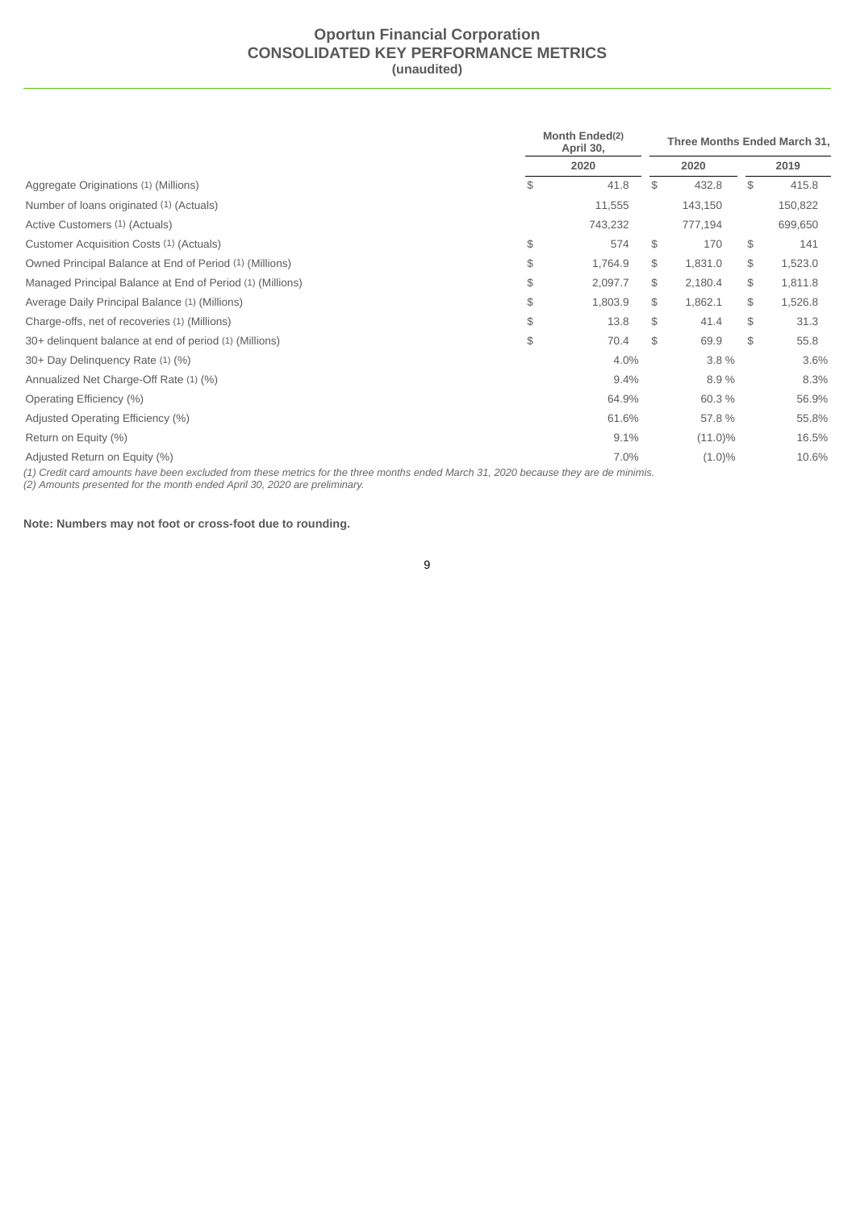**Oportun Financial Corporation**
**CONSOLIDATED KEY PERFORMANCE METRICS**
**(unaudited)**

| | Month Ended[(2)] April 30, | Three Months Ended March 31, | |
|---|---|---|---|
| | 2020 | 2020 | 2019 |
| Aggregate Originations (1) (Millions) | $ 41.8 | $ 432.8 | $ 415.8 |
| Number of loans originated (1) (Actuals) | 11,555 | 143,150 | 150,822 |
| Active Customers (1) (Actuals) | 743,232 | 777,194 | 699,650 |
| Customer Acquisition Costs (1) (Actuals) | $ 574 | $ 170 | $ 141 |
| Owned Principal Balance at End of Period (1) (Millions) | $ 1,764.9 | $ 1,831.0 | $ 1,523.0 |
| Managed Principal Balance at End of Period (1) (Millions) | $ 2,097.7 | $ 2,180.4 | $ 1,811.8 |
| Average Daily Principal Balance (1) (Millions) | $ 1,803.9 | $ 1,862.1 | $ 1,526.8 |
| Charge-offs, net of recoveries (1) (Millions) | $ 13.8 | $ 41.4 | $ 31.3 |
| 30+ delinquent balance at end of period (1) (Millions) | $ 70.4 | $ 69.9 | $ 55.8 |
| 30+ Day Delinquency Rate (1) (%) | 4.0% | 3.8 % | 3.6% |
| Annualized Net Charge-Off Rate (1) (%) | 9.4% | 8.9 % | 8.3% |
| Operating Efficiency (%) | 64.9% | 60.3 % | 56.9% |
| Adjusted Operating Efficiency (%) | 61.6% | 57.8 % | 55.8% |
| Return on Equity (%) | 9.1% | (11.0)% | 16.5% |
| Adjusted Return on Equity (%) | 7.0% | (1.0)% | 10.6% |

*(1) Credit card amounts have been excluded from these metrics for the three months ended March 31, 2020 because they are de minimis.*
*(2) Amounts presented for the month ended April 30, 2020 are preliminary.*

**Note: Numbers may not foot or cross-foot due to rounding.**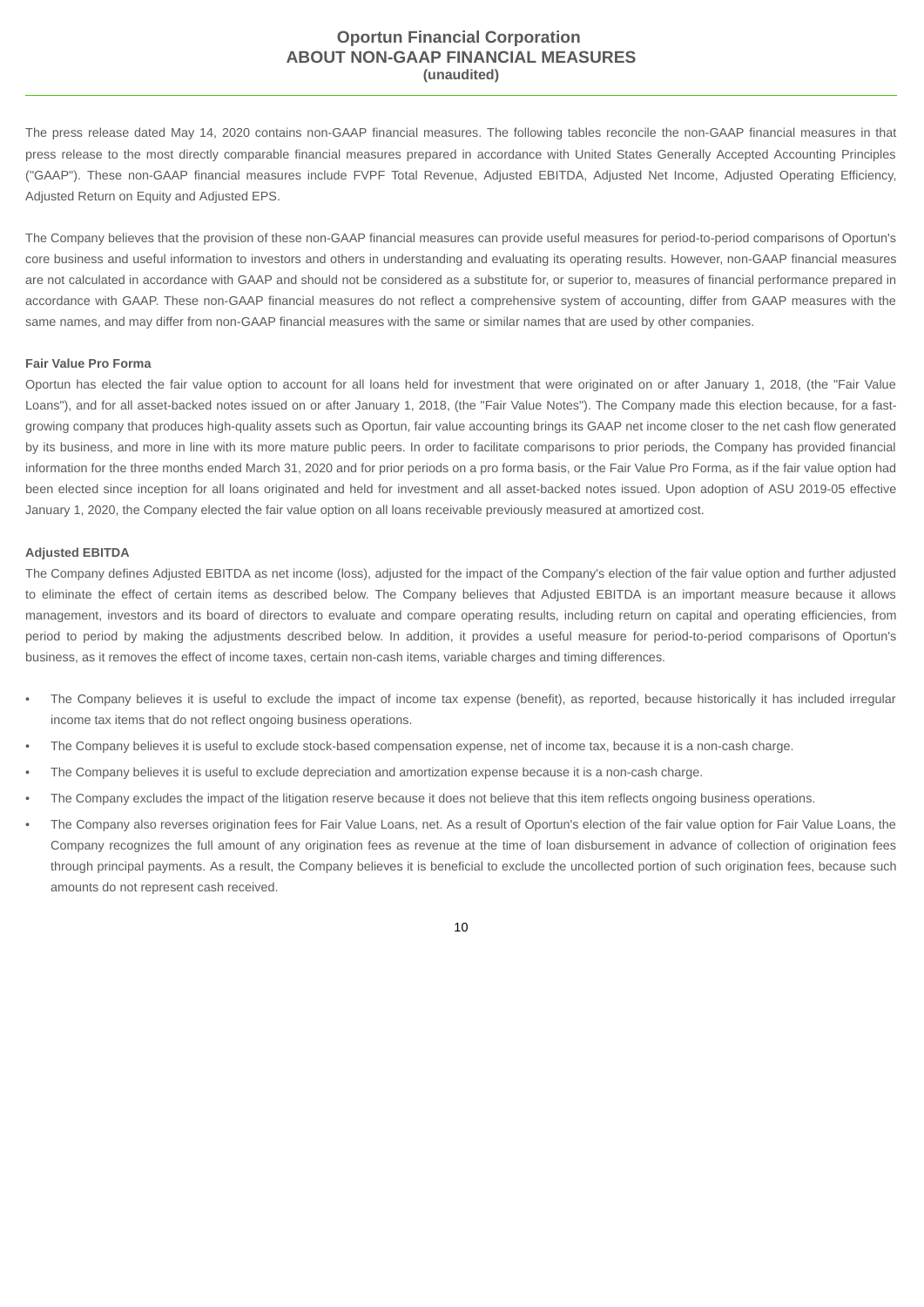# Oportun Financial Corporation
## ABOUT NON-GAAP FINANCIAL MEASURES
**(unaudited)**

The press release dated May 14, 2020 contains non-GAAP financial measures. The following tables reconcile the non-GAAP financial measures in that press release to the most directly comparable financial measures prepared in accordance with United States Generally Accepted Accounting Principles ("GAAP"). These non-GAAP financial measures include FVPF Total Revenue, Adjusted EBITDA, Adjusted Net Income, Adjusted Operating Efficiency, Adjusted Return on Equity and Adjusted EPS.

The Company believes that the provision of these non-GAAP financial measures can provide useful measures for period-to-period comparisons of Oportun's core business and useful information to investors and others in understanding and evaluating its operating results. However, non-GAAP financial measures are not calculated in accordance with GAAP and should not be considered as a substitute for, or superior to, measures of financial performance prepared in accordance with GAAP. These non-GAAP financial measures do not reflect a comprehensive system of accounting, differ from GAAP measures with the same names, and may differ from non-GAAP financial measures with the same or similar names that are used by other companies.

**Fair Value Pro Forma**

Oportun has elected the fair value option to account for all loans held for investment that were originated on or after January 1, 2018, (the "Fair Value Loans"), and for all asset-backed notes issued on or after January 1, 2018, (the "Fair Value Notes"). The Company made this election because, for a fast-growing company that produces high-quality assets such as Oportun, fair value accounting brings its GAAP net income closer to the net cash flow generated by its business, and more in line with its more mature public peers. In order to facilitate comparisons to prior periods, the Company has provided financial information for the three months ended March 31, 2020 and for prior periods on a pro forma basis, or the Fair Value Pro Forma, as if the fair value option had been elected since inception for all loans originated and held for investment and all asset-backed notes issued. Upon adoption of ASU 2019-05 effective January 1, 2020, the Company elected the fair value option on all loans receivable previously measured at amortized cost.

**Adjusted EBITDA**

The Company defines Adjusted EBITDA as net income (loss), adjusted for the impact of the Company's election of the fair value option and further adjusted to eliminate the effect of certain items as described below. The Company believes that Adjusted EBITDA is an important measure because it allows management, investors and its board of directors to evaluate and compare operating results, including return on capital and operating efficiencies, from period to period by making the adjustments described below. In addition, it provides a useful measure for period-to-period comparisons of Oportun's business, as it removes the effect of income taxes, certain non-cash items, variable charges and timing differences.

- The Company believes it is useful to exclude the impact of income tax expense (benefit), as reported, because historically it has included irregular income tax items that do not reflect ongoing business operations.
- The Company believes it is useful to exclude stock-based compensation expense, net of income tax, because it is a non-cash charge.
- The Company believes it is useful to exclude depreciation and amortization expense because it is a non-cash charge.
- The Company excludes the impact of the litigation reserve because it does not believe that this item reflects ongoing business operations.
- The Company also reverses origination fees for Fair Value Loans, net. As a result of Oportun's election of the fair value option for Fair Value Loans, the Company recognizes the full amount of any origination fees as revenue at the time of loan disbursement in advance of collection of origination fees through principal payments. As a result, the Company believes it is beneficial to exclude the uncollected portion of such origination fees, because such amounts do not represent cash received.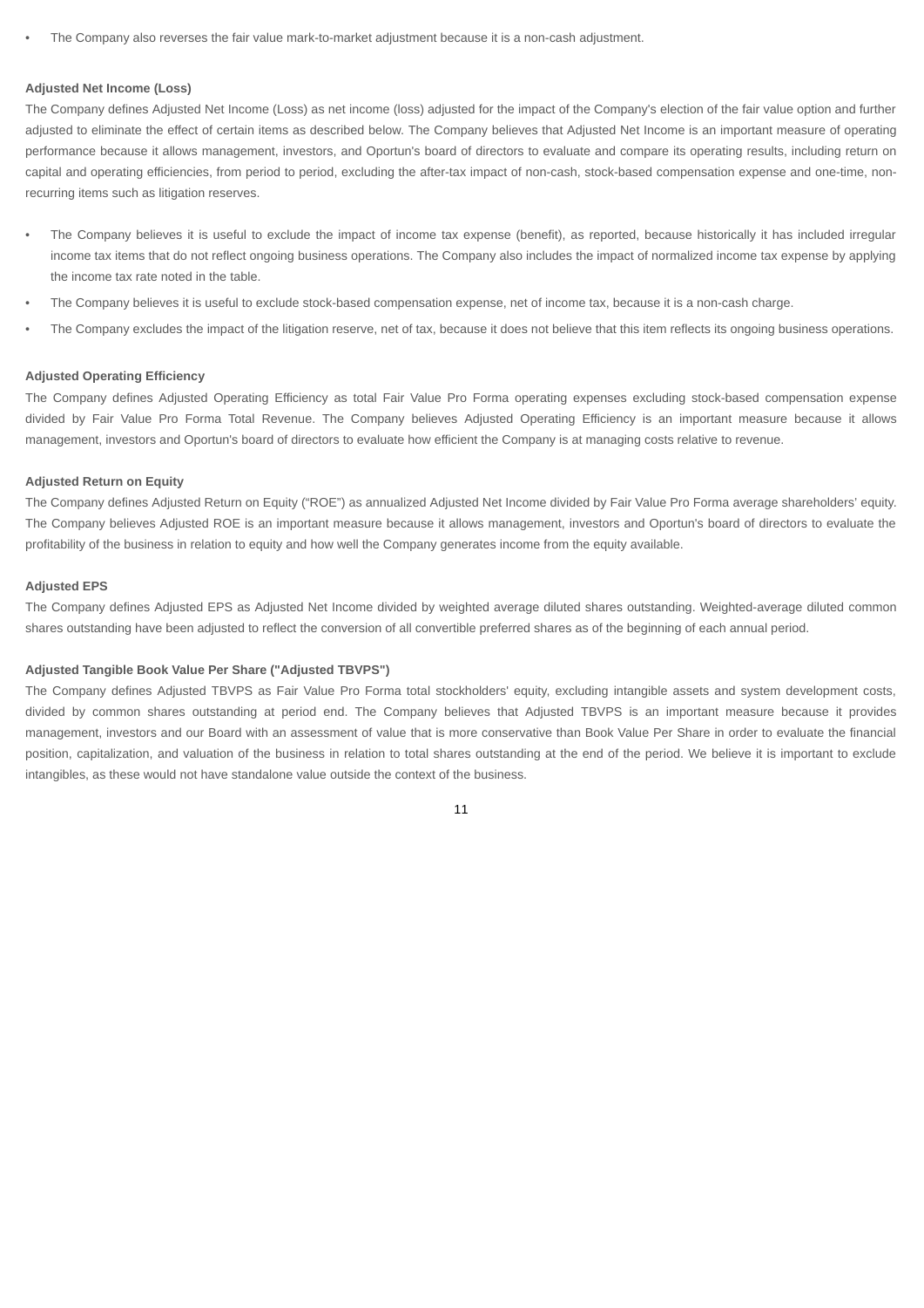- The Company also reverses the fair value mark-to-market adjustment because it is a non-cash adjustment.

**Adjusted Net Income (Loss)**

The Company defines Adjusted Net Income (Loss) as net income (loss) adjusted for the impact of the Company's election of the fair value option and further adjusted to eliminate the effect of certain items as described below. The Company believes that Adjusted Net Income is an important measure of operating performance because it allows management, investors, and Oportun's board of directors to evaluate and compare its operating results, including return on capital and operating efficiencies, from period to period, excluding the after-tax impact of non-cash, stock-based compensation expense and one-time, non-recurring items such as litigation reserves.

- The Company believes it is useful to exclude the impact of income tax expense (benefit), as reported, because historically it has included irregular income tax items that do not reflect ongoing business operations. The Company also includes the impact of normalized income tax expense by applying the income tax rate noted in the table.
- The Company believes it is useful to exclude stock-based compensation expense, net of income tax, because it is a non-cash charge.
- The Company excludes the impact of the litigation reserve, net of tax, because it does not believe that this item reflects its ongoing business operations.

**Adjusted Operating Efficiency**

The Company defines Adjusted Operating Efficiency as total Fair Value Pro Forma operating expenses excluding stock-based compensation expense divided by Fair Value Pro Forma Total Revenue. The Company believes Adjusted Operating Efficiency is an important measure because it allows management, investors and Oportun's board of directors to evaluate how efficient the Company is at managing costs relative to revenue.

**Adjusted Return on Equity**

The Company defines Adjusted Return on Equity ("ROE") as annualized Adjusted Net Income divided by Fair Value Pro Forma average shareholders' equity. The Company believes Adjusted ROE is an important measure because it allows management, investors and Oportun's board of directors to evaluate the profitability of the business in relation to equity and how well the Company generates income from the equity available.

**Adjusted EPS**

The Company defines Adjusted EPS as Adjusted Net Income divided by weighted average diluted shares outstanding. Weighted-average diluted common shares outstanding have been adjusted to reflect the conversion of all convertible preferred shares as of the beginning of each annual period.

**Adjusted Tangible Book Value Per Share ("Adjusted TBVPS")**

The Company defines Adjusted TBVPS as Fair Value Pro Forma total stockholders' equity, excluding intangible assets and system development costs, divided by common shares outstanding at period end. The Company believes that Adjusted TBVPS is an important measure because it provides management, investors and our Board with an assessment of value that is more conservative than Book Value Per Share in order to evaluate the financial position, capitalization, and valuation of the business in relation to total shares outstanding at the end of the period. We believe it is important to exclude intangibles, as these would not have standalone value outside the context of the business.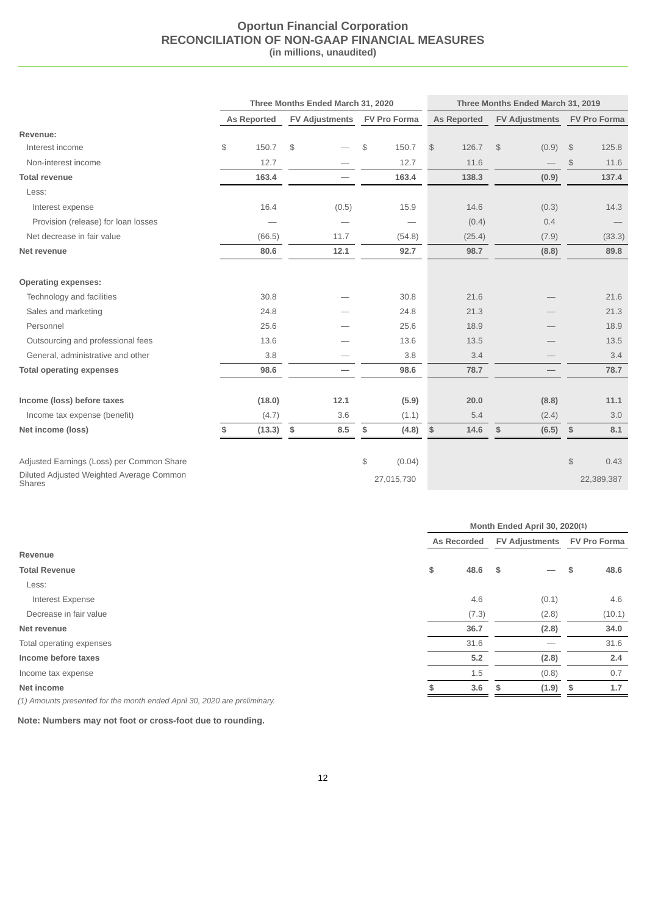# Oportun Financial Corporation
## RECONCILIATION OF NON-GAAP FINANCIAL MEASURES
### (in millions, unaudited)

| | Three Months Ended March 31, 2020 | | | Three Months Ended March 31, 2019 | | |
|---|---|---|---|---|---|---|
| | As Reported | FV Adjustments | FV Pro Forma | As Reported | FV Adjustments | FV Pro Forma |
| **Revenue:** | | | | | | |
| Interest income | $ 150.7 | $ — | $ 150.7 | $ 126.7 | $ (0.9) | $ 125.8 |
| Non-interest income | 12.7 | — | 12.7 | 11.6 | — | $ 11.6 |
| **Total revenue** | **163.4** | **—** | **163.4** | **138.3** | **(0.9)** | **137.4** |
| Less: | | | | | | |
| Interest expense | 16.4 | (0.5) | 15.9 | 14.6 | (0.3) | 14.3 |
| Provision (release) for loan losses | — | — | — | (0.4) | 0.4 | — |
| Net decrease in fair value | (66.5) | 11.7 | (54.8) | (25.4) | (7.9) | (33.3) |
| **Net revenue** | **80.6** | **12.1** | **92.7** | **98.7** | **(8.8)** | **89.8** |
| **Operating expenses:** | | | | | | |
| Technology and facilities | 30.8 | — | 30.8 | 21.6 | — | 21.6 |
| Sales and marketing | 24.8 | — | 24.8 | 21.3 | — | 21.3 |
| Personnel | 25.6 | — | 25.6 | 18.9 | — | 18.9 |
| Outsourcing and professional fees | 13.6 | — | 13.6 | 13.5 | — | 13.5 |
| General, administrative and other | 3.8 | — | 3.8 | 3.4 | — | 3.4 |
| **Total operating expenses** | **98.6** | **—** | **98.6** | **78.7** | **—** | **78.7** |
| **Income (loss) before taxes** | **(18.0)** | **12.1** | **(5.9)** | **20.0** | **(8.8)** | **11.1** |
| Income tax expense (benefit) | (4.7) | 3.6 | (1.1) | 5.4 | (2.4) | 3.0 |
| **Net income (loss)** | **$ (13.3)** | **$ 8.5** | **$ (4.8)** | **$ 14.6** | **$ (6.5)** | **$ 8.1** |
| Adjusted Earnings (Loss) per Common Share | | | $ (0.04) | | | $ 0.43 |
| Diluted Adjusted Weighted Average Common Shares | | | 27,015,730 | | | 22,389,387 |

| | Month Ended April 30, 2020(1) | | |
|---|---|---|---|
| | As Recorded | FV Adjustments | FV Pro Forma |
| **Revenue** | | | |
| **Total Revenue** | **$ 48.6** | **$ —** | **$ 48.6** |
| Less: | | | |
| Interest Expense | 4.6 | (0.1) | 4.6 |
| Decrease in fair value | (7.3) | (2.8) | (10.1) |
| **Net revenue** | **36.7** | **(2.8)** | **34.0** |
| Total operating expenses | 31.6 | — | 31.6 |
| **Income before taxes** | **5.2** | **(2.8)** | **2.4** |
| Income tax expense | 1.5 | (0.8) | 0.7 |
| **Net income** | **$ 3.6** | **$ (1.9)** | **$ 1.7** |

*(1) Amounts presented for the month ended April 30, 2020 are preliminary.*

**Note: Numbers may not foot or cross-foot due to rounding.**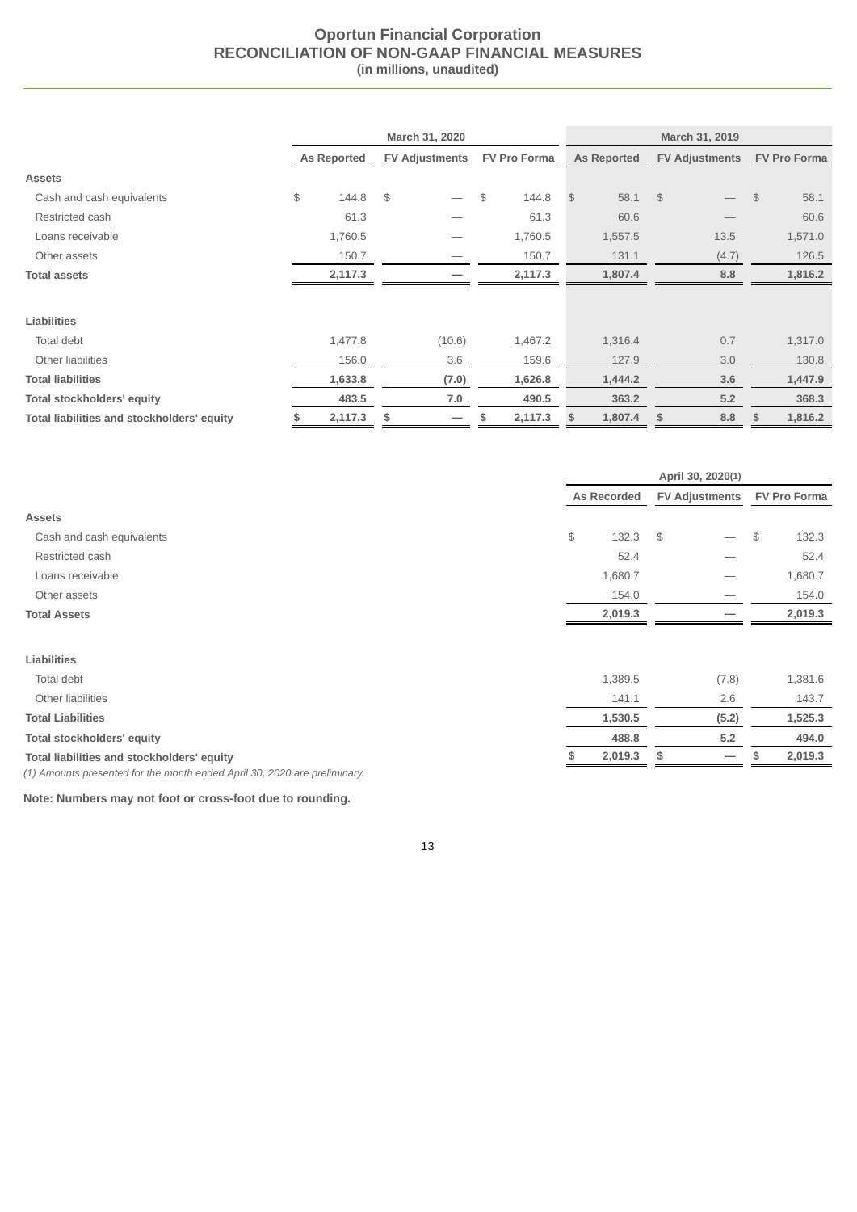# Oportun Financial Corporation
## RECONCILIATION OF NON-GAAP FINANCIAL MEASURES
### (in millions, unaudited)

| | March 31, 2020 | | | March 31, 2019 | | |
|---|---|---|---|---|---|---|
| | As Reported | FV Adjustments | FV Pro Forma | As Reported | FV Adjustments | FV Pro Forma |
| **Assets** | | | | | | |
| Cash and cash equivalents | $ 144.8 | $ — | $ 144.8 | $ 58.1 | $ — | $ 58.1 |
| Restricted cash | 61.3 | — | 61.3 | 60.6 | — | 60.6 |
| Loans receivable | 1,760.5 | — | 1,760.5 | 1,557.5 | 13.5 | 1,571.0 |
| Other assets | 150.7 | — | 150.7 | 131.1 | (4.7) | 126.5 |
| **Total assets** | **2,117.3** | **—** | **2,117.3** | **1,807.4** | **8.8** | **1,816.2** |
| | | | | | | |
| **Liabilities** | | | | | | |
| Total debt | 1,477.8 | (10.6) | 1,467.2 | 1,316.4 | 0.7 | 1,317.0 |
| Other liabilities | 156.0 | 3.6 | 159.6 | 127.9 | 3.0 | 130.8 |
| **Total liabilities** | **1,633.8** | **(7.0)** | **1,626.8** | **1,444.2** | **3.6** | **1,447.9** |
| **Total stockholders' equity** | **483.5** | **7.0** | **490.5** | **363.2** | **5.2** | **368.3** |
| **Total liabilities and stockholders' equity** | **$ 2,117.3** | **$ —** | **$ 2,117.3** | **$ 1,807.4** | **$ 8.8** | **$ 1,816.2** |

| | April 30, 2020(1) | | |
|---|---|---|---|
| | As Recorded | FV Adjustments | FV Pro Forma |
| **Assets** | | | |
| Cash and cash equivalents | $ 132.3 | $ — | $ 132.3 |
| Restricted cash | 52.4 | — | 52.4 |
| Loans receivable | 1,680.7 | — | 1,680.7 |
| Other assets | 154.0 | — | 154.0 |
| **Total Assets** | **2,019.3** | **—** | **2,019.3** |
| | | | |
| **Liabilities** | | | |
| Total debt | 1,389.5 | (7.8) | 1,381.6 |
| Other liabilities | 141.1 | 2.6 | 143.7 |
| **Total Liabilities** | **1,530.5** | **(5.2)** | **1,525.3** |
| **Total stockholders' equity** | **488.8** | **5.2** | **494.0** |
| **Total liabilities and stockholders' equity** | **$ 2,019.3** | **$ —** | **$ 2,019.3** |

*(1) Amounts presented for the month ended April 30, 2020 are preliminary.*

**Note: Numbers may not foot or cross-foot due to rounding.**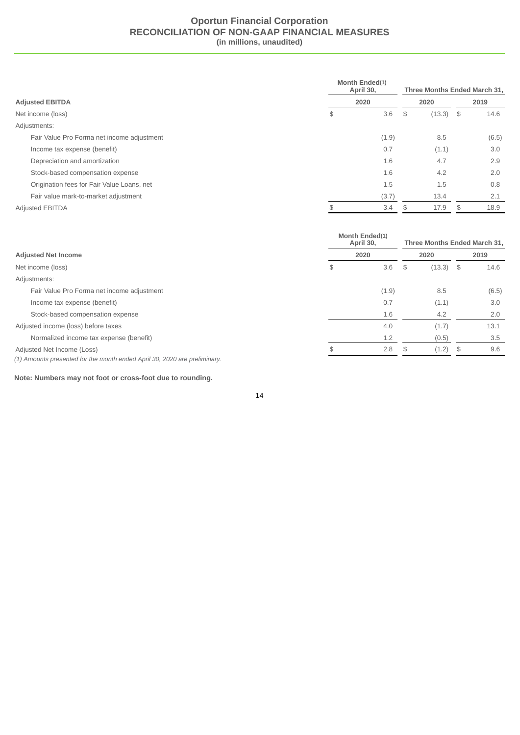# Oportun Financial Corporation
## RECONCILIATION OF NON-GAAP FINANCIAL MEASURES
**(in millions, unaudited)**

| | Month Ended(1) April 30, | Three Months Ended March 31, | |
|---|---|---|---|
| **Adjusted EBITDA** | **2020** | **2020** | **2019** |
| Net income (loss) | $ 3.6 | $ (13.3) | $ 14.6 |
| Adjustments: | | | |
| Fair Value Pro Forma net income adjustment | (1.9) | 8.5 | (6.5) |
| Income tax expense (benefit) | 0.7 | (1.1) | 3.0 |
| Depreciation and amortization | 1.6 | 4.7 | 2.9 |
| Stock-based compensation expense | 1.6 | 4.2 | 2.0 |
| Origination fees for Fair Value Loans, net | 1.5 | 1.5 | 0.8 |
| Fair value mark-to-market adjustment | (3.7) | 13.4 | 2.1 |
| Adjusted EBITDA | $ 3.4 | $ 17.9 | $ 18.9 |

| | Month Ended(1) April 30, | Three Months Ended March 31, | |
|---|---|---|---|
| **Adjusted Net Income** | **2020** | **2020** | **2019** |
| Net income (loss) | $ 3.6 | $ (13.3) | $ 14.6 |
| Adjustments: | | | |
| Fair Value Pro Forma net income adjustment | (1.9) | 8.5 | (6.5) |
| Income tax expense (benefit) | 0.7 | (1.1) | 3.0 |
| Stock-based compensation expense | 1.6 | 4.2 | 2.0 |
| Adjusted income (loss) before taxes | 4.0 | (1.7) | 13.1 |
| Normalized income tax expense (benefit) | 1.2 | (0.5) | 3.5 |
| Adjusted Net Income (Loss) | $ 2.8 | $ (1.2) | $ 9.6 |

*(1) Amounts presented for the month ended April 30, 2020 are preliminary.*

**Note: Numbers may not foot or cross-foot due to rounding.**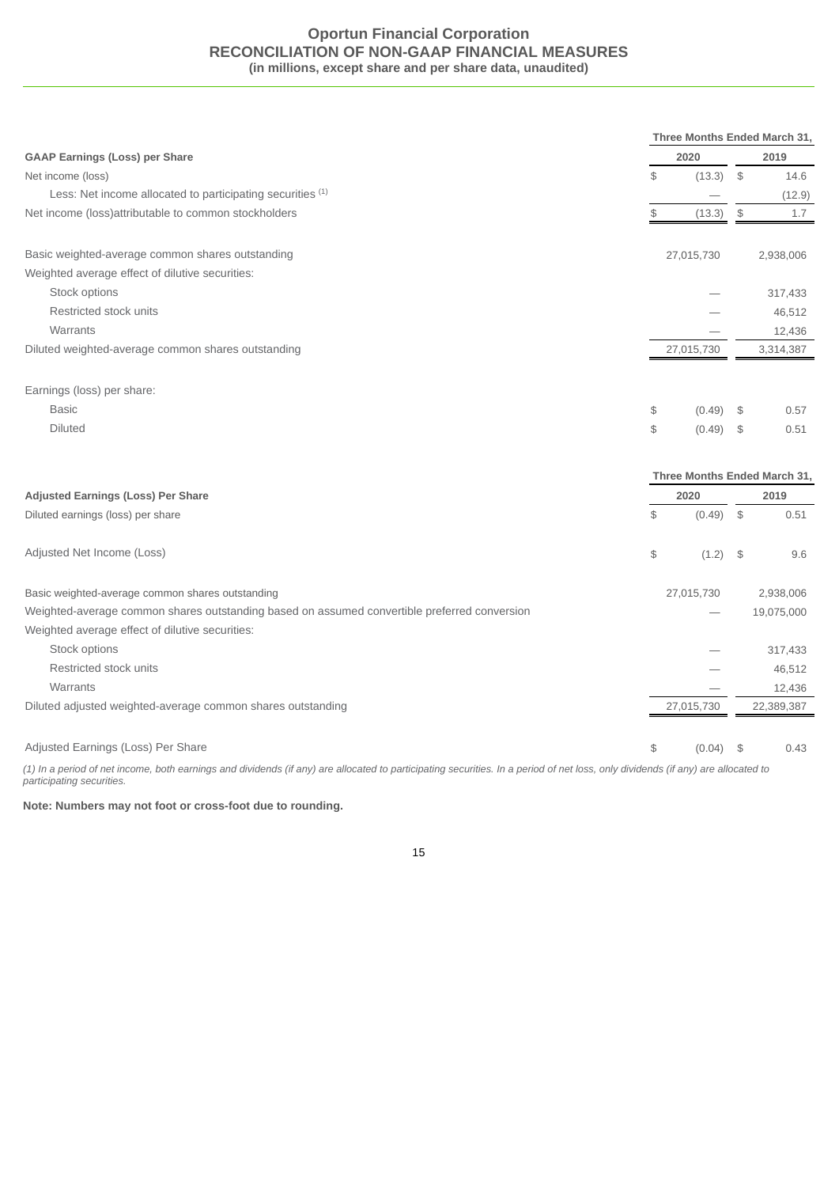# Oportun Financial Corporation
## RECONCILIATION OF NON-GAAP FINANCIAL MEASURES
**(in millions, except share and per share data, unaudited)**

| | Three Months Ended March 31, | |
|---|---|---|
| **GAAP Earnings (Loss) per Share** | **2020** | **2019** |
| Net income (loss) | $ (13.3) | $ 14.6 |
| Less: Net income allocated to participating securities [(1)] | — | (12.9) |
| Net income (loss)attributable to common stockholders | $ (13.3) | $ 1.7 |
| | | |
| Basic weighted-average common shares outstanding | 27,015,730 | 2,938,006 |
| Weighted average effect of dilutive securities: | | |
| Stock options | — | 317,433 |
| Restricted stock units | — | 46,512 |
| Warrants | — | 12,436 |
| Diluted weighted-average common shares outstanding | 27,015,730 | 3,314,387 |
| | | |
| Earnings (loss) per share: | | |
| Basic | $ (0.49) | $ 0.57 |
| Diluted | $ (0.49) | $ 0.51 |

| | Three Months Ended March 31, | |
|---|---|---|
| **Adjusted Earnings (Loss) Per Share** | **2020** | **2019** |
| Diluted earnings (loss) per share | $ (0.49) | $ 0.51 |
| | | |
| Adjusted Net Income (Loss) | $ (1.2) | $ 9.6 |
| | | |
| Basic weighted-average common shares outstanding | 27,015,730 | 2,938,006 |
| Weighted-average common shares outstanding based on assumed convertible preferred conversion | — | 19,075,000 |
| Weighted average effect of dilutive securities: | | |
| Stock options | — | 317,433 |
| Restricted stock units | — | 46,512 |
| Warrants | — | 12,436 |
| Diluted adjusted weighted-average common shares outstanding | 27,015,730 | 22,389,387 |
| | | |
| Adjusted Earnings (Loss) Per Share | $ (0.04) | $ 0.43 |

*(1) In a period of net income, both earnings and dividends (if any) are allocated to participating securities. In a period of net loss, only dividends (if any) are allocated to participating securities.*

**Note: Numbers may not foot or cross-foot due to rounding.**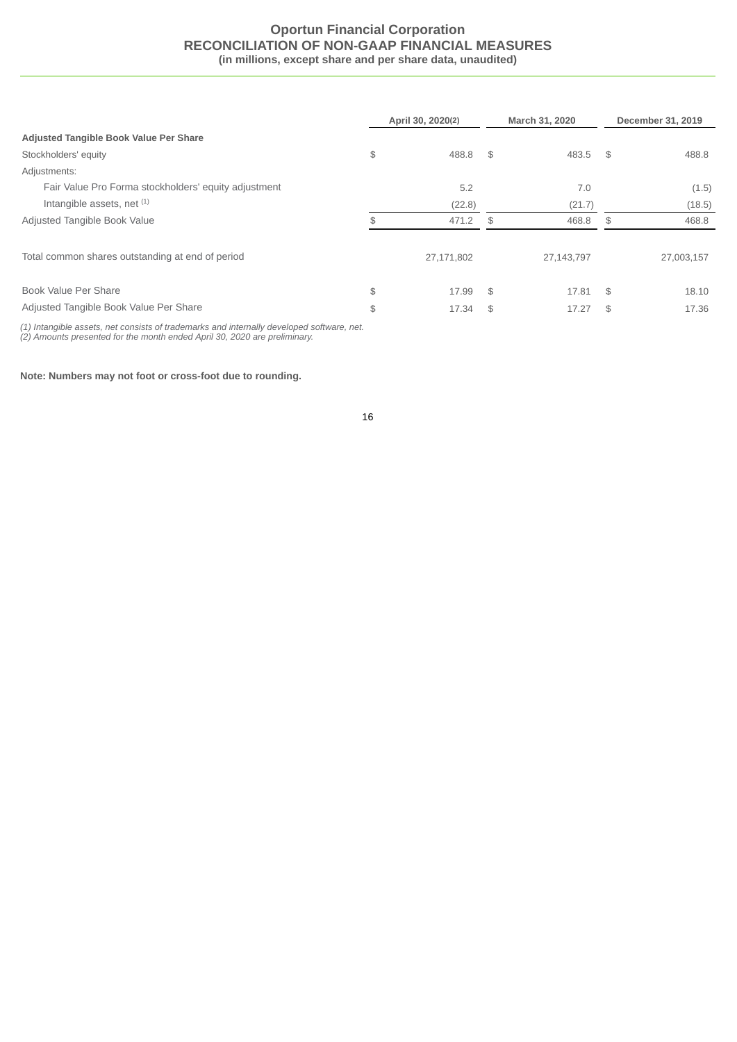# Oportun Financial Corporation
## RECONCILIATION OF NON-GAAP FINANCIAL MEASURES
### (in millions, except share and per share data, unaudited)

| | April 30, 2020(2) | March 31, 2020 | December 31, 2019 |
|---|---|---|---|
| **Adjusted Tangible Book Value Per Share** | | | |
| Stockholders' equity | $ 488.8 | $ 483.5 | $ 488.8 |
| Adjustments: | | | |
| Fair Value Pro Forma stockholders' equity adjustment | 5.2 | 7.0 | (1.5) |
| Intangible assets, net [1] | (22.8) | (21.7) | (18.5) |
| Adjusted Tangible Book Value | $ 471.2 | $ 468.8 | $ 468.8 |
| | | | |
| Total common shares outstanding at end of period | 27,171,802 | 27,143,797 | 27,003,157 |
| | | | |
| Book Value Per Share | $ 17.99 | $ 17.81 | $ 18.10 |
| Adjusted Tangible Book Value Per Share | $ 17.34 | $ 17.27 | $ 17.36 |

*(1) Intangible assets, net consists of trademarks and internally developed software, net.*
*(2) Amounts presented for the month ended April 30, 2020 are preliminary.*

**Note: Numbers may not foot or cross-foot due to rounding.**